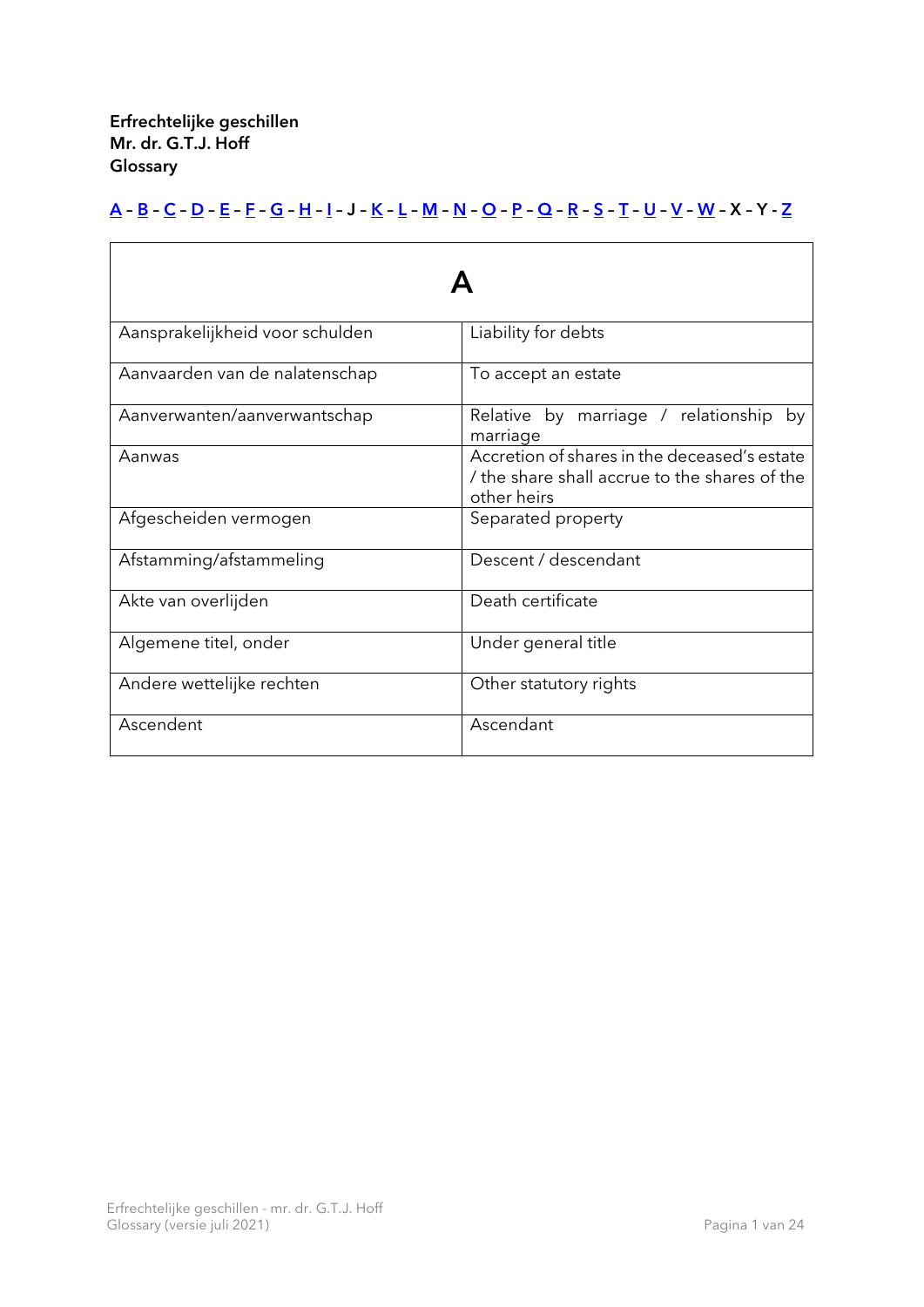**Erfrechtelijke geschillen**
**Mr. dr. G.T.J. Hoff**
**Glossary**

A - B - C - D - E - F - G - H - I - J - K - L - M - N - O - P - Q - R - S - T - U - V - W - X - Y - Z

| A | |
|---|---|
| Aansprakelijkheid voor schulden | Liability for debts |
| Aanvaarden van de nalatenschap | To accept an estate |
| Aanverwanten/aanverwantschap | Relative by marriage / relationship by marriage |
| Aanwas | Accretion of shares in the deceased's estate / the share shall accrue to the shares of the other heirs |
| Afgescheiden vermogen | Separated property |
| Afstamming/afstammeling | Descent / descendant |
| Akte van overlijden | Death certificate |
| Algemene titel, onder | Under general title |
| Andere wettelijke rechten | Other statutory rights |
| Ascendent | Ascendant |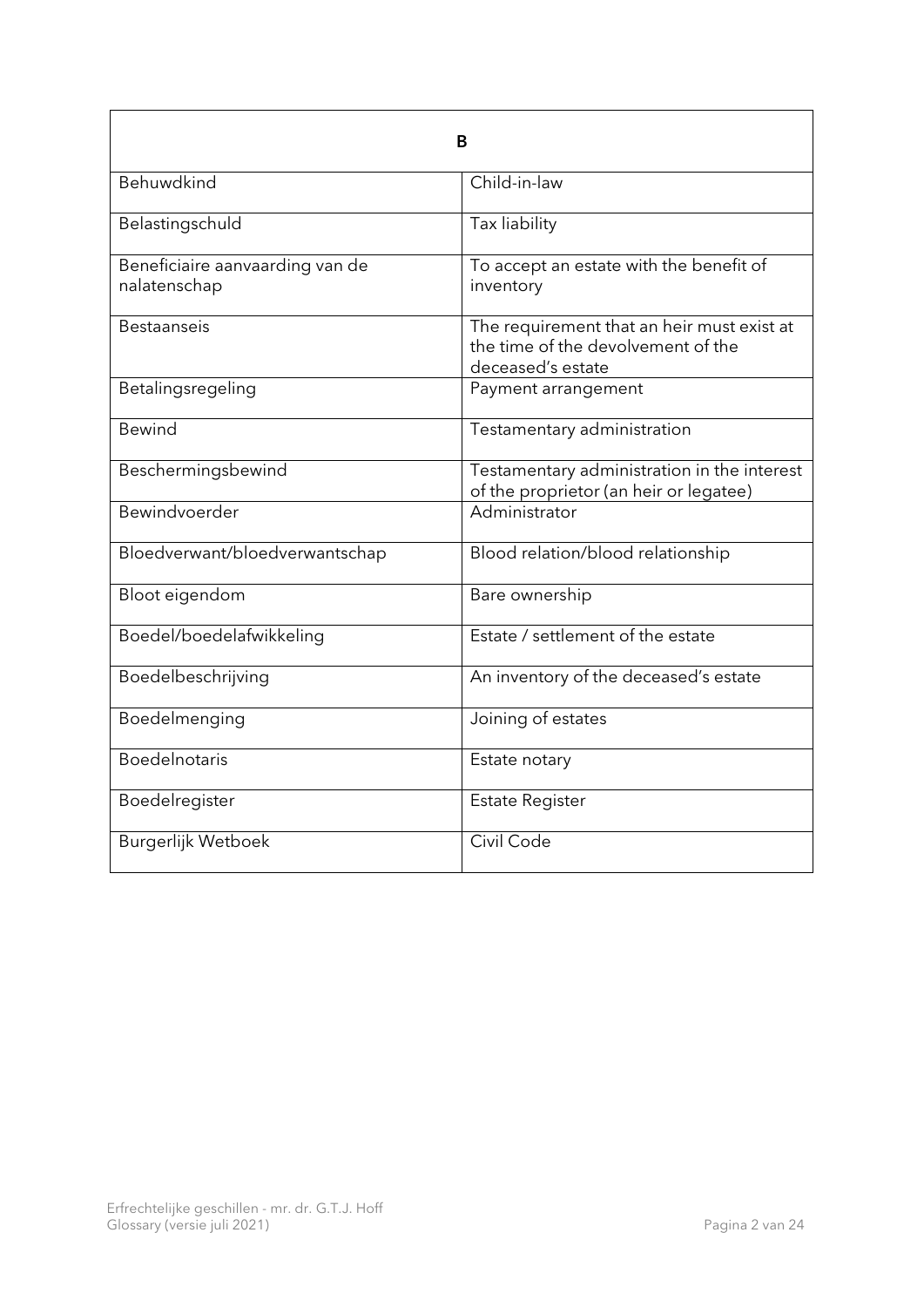| B | |
|---|---|
| Behuwdkind | Child-in-law |
| Belastingschuld | Tax liability |
| Beneficiaire aanvaarding van de nalatenschap | To accept an estate with the benefit of inventory |
| Bestaanseis | The requirement that an heir must exist at the time of the devolvement of the deceased's estate |
| Betalingsregeling | Payment arrangement |
| Bewind | Testamentary administration |
| Beschermingsbewind | Testamentary administration in the interest of the proprietor (an heir or legatee) |
| Bewindvoerder | Administrator |
| Bloedverwant/bloedverwantschap | Blood relation/blood relationship |
| Bloot eigendom | Bare ownership |
| Boedel/boedelafwikkeling | Estate / settlement of the estate |
| Boedelbeschrijving | An inventory of the deceased's estate |
| Boedelmenging | Joining of estates |
| Boedelnotaris | Estate notary |
| Boedelregister | Estate Register |
| Burgerlijk Wetboek | Civil Code |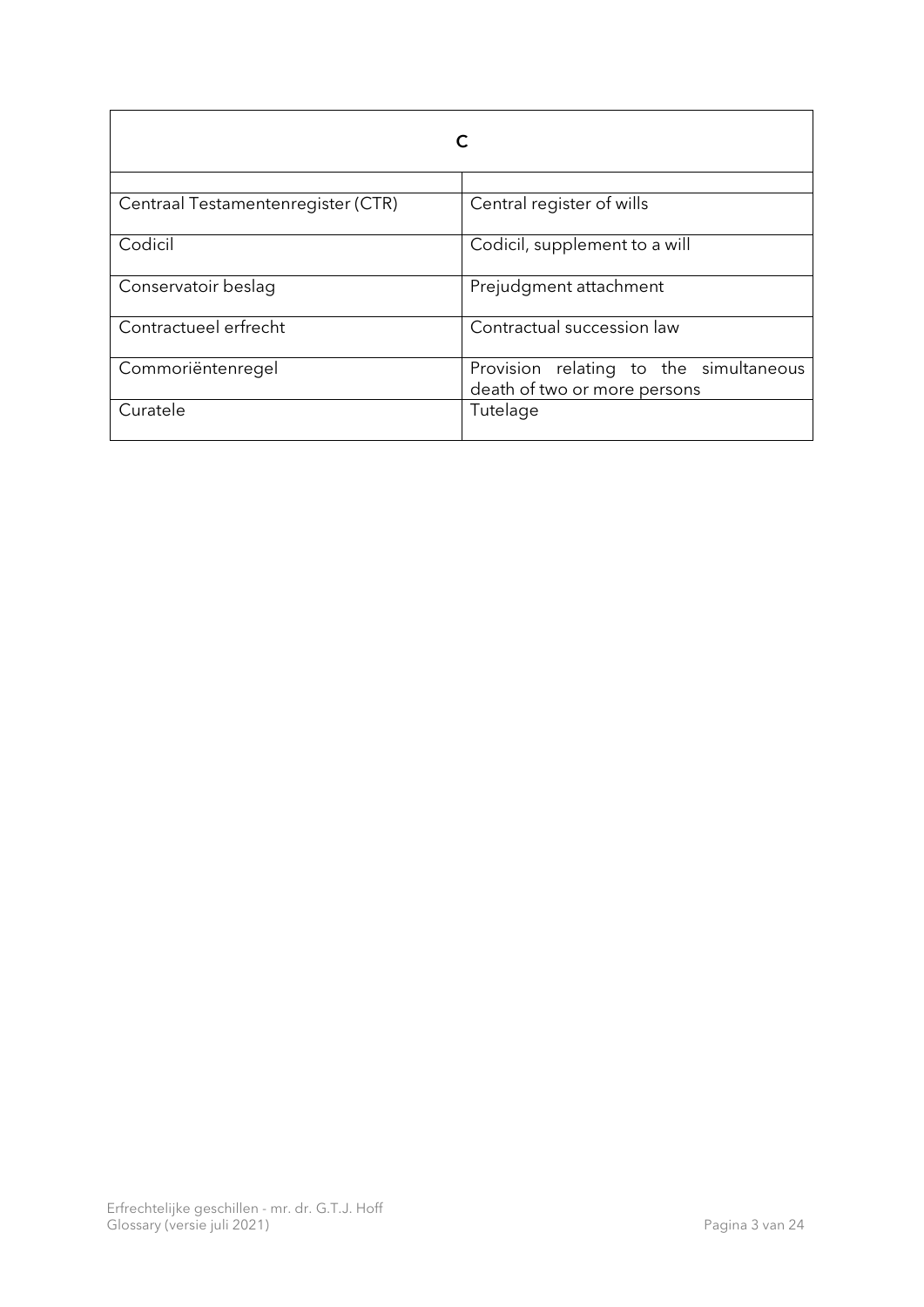| C | |
|---|---|
| | |
| Centraal Testamentenregister (CTR) | Central register of wills |
| Codicil | Codicil, supplement to a will |
| Conservatoir beslag | Prejudgment attachment |
| Contractueel erfrecht | Contractual succession law |
| Commoriëntenregel | Provision relating to the simultaneous death of two or more persons |
| Curatele | Tutelage |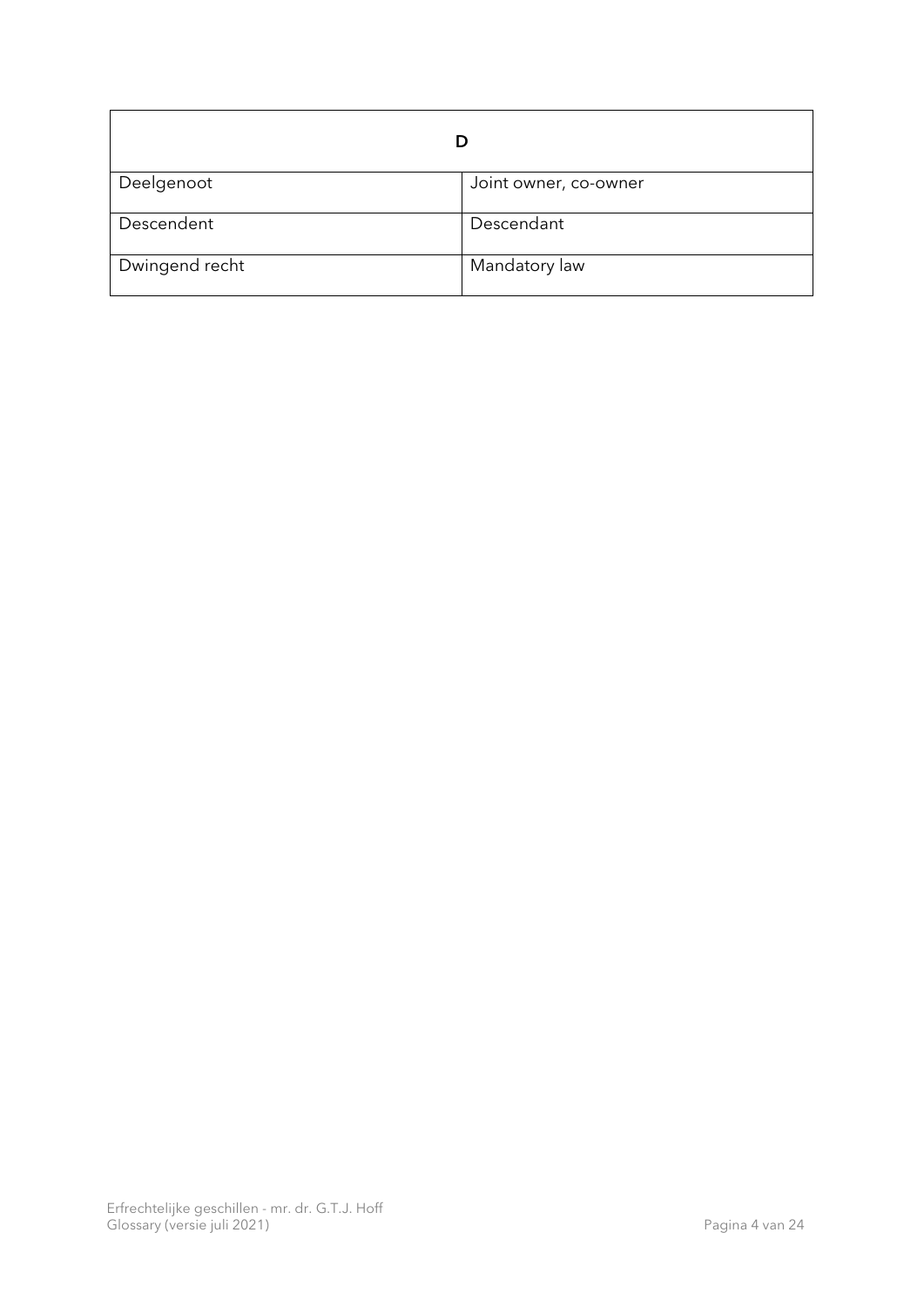| D | |
|---|---|
| Deelgenoot | Joint owner, co-owner |
| Descendent | Descendant |
| Dwingend recht | Mandatory law |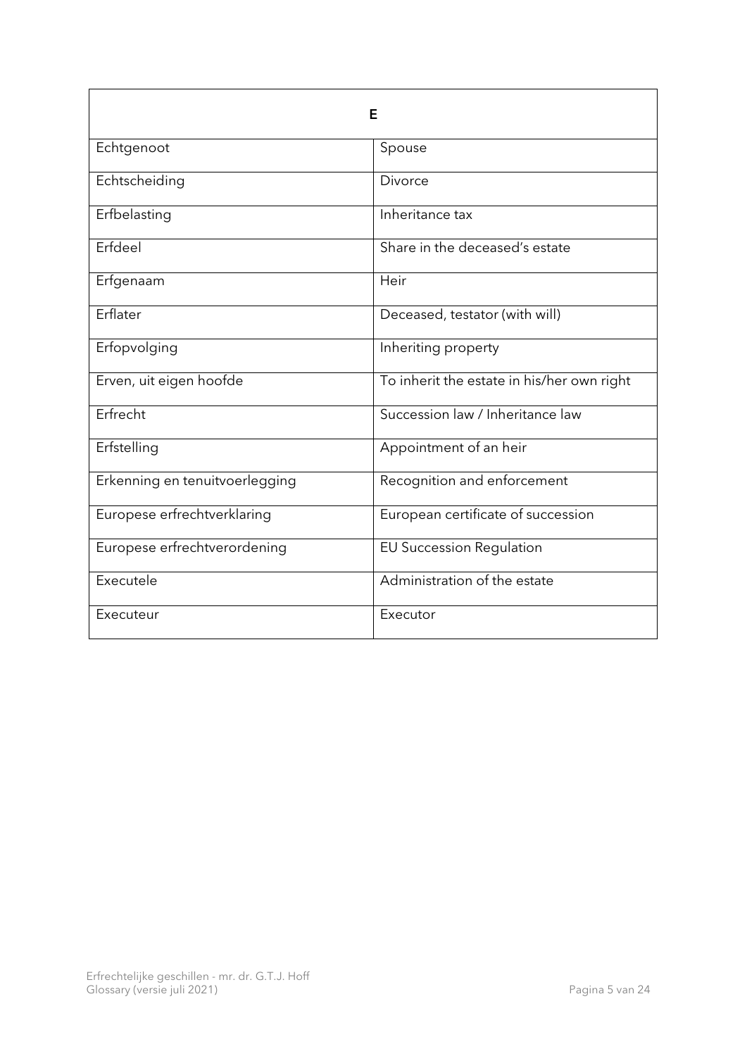| E | |
|---|---|
| Echtgenoot | Spouse |
| Echtscheiding | Divorce |
| Erfbelasting | Inheritance tax |
| Erfdeel | Share in the deceased's estate |
| Erfgenaam | Heir |
| Erflater | Deceased, testator (with will) |
| Erfopvolging | Inheriting property |
| Erven, uit eigen hoofde | To inherit the estate in his/her own right |
| Erfrecht | Succession law / Inheritance law |
| Erfstelling | Appointment of an heir |
| Erkenning en tenuitvoerlegging | Recognition and enforcement |
| Europese erfrechtverklaring | European certificate of succession |
| Europese erfrechtverordening | EU Succession Regulation |
| Executele | Administration of the estate |
| Executeur | Executor |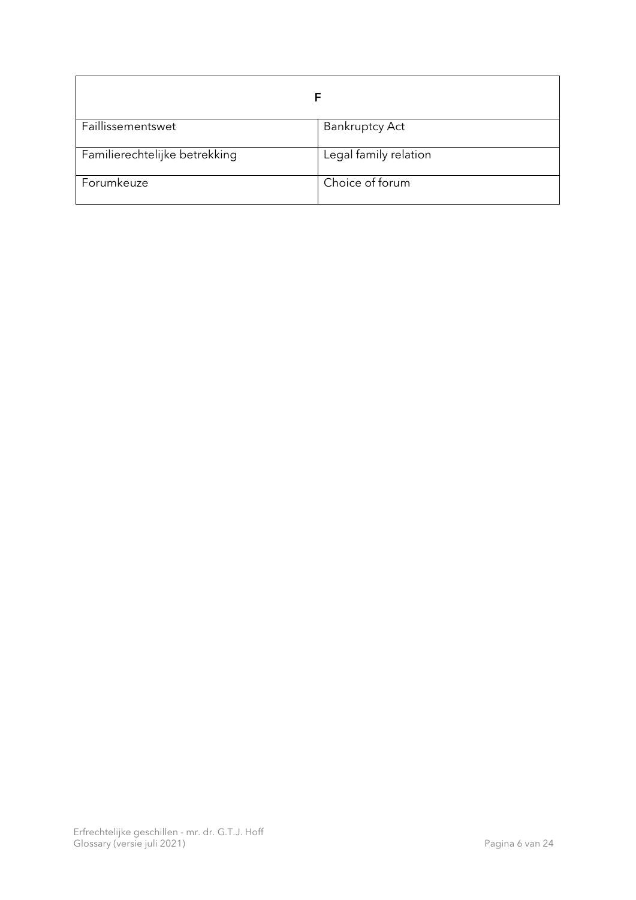| F | |
|---|---|
| Faillissementswet | Bankruptcy Act |
| Familierechtelijke betrekking | Legal family relation |
| Forumkeuze | Choice of forum |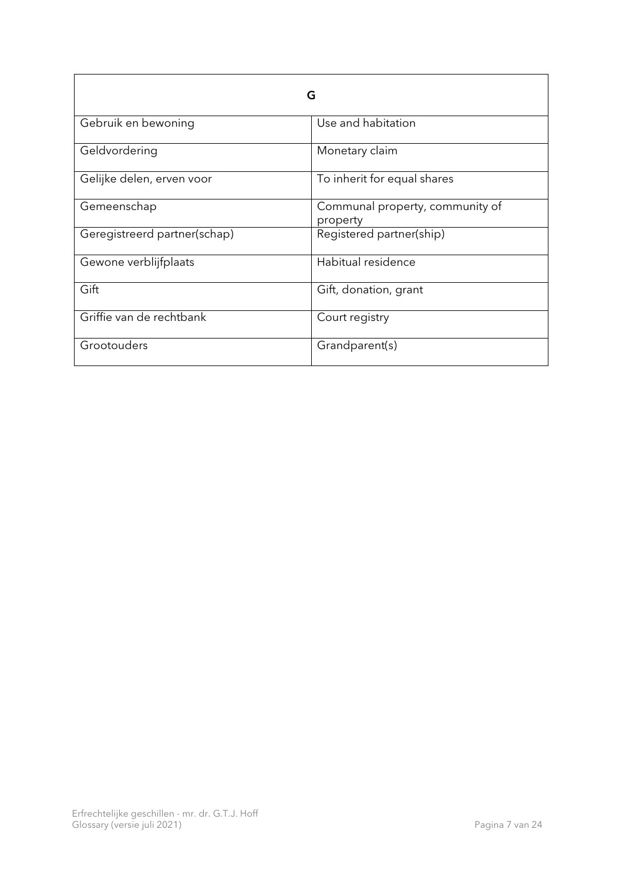| G | |
|---|---|
| Gebruik en bewoning | Use and habitation |
| Geldvordering | Monetary claim |
| Gelijke delen, erven voor | To inherit for equal shares |
| Gemeenschap | Communal property, community of property |
| Geregistreerd partner(schap) | Registered partner(ship) |
| Gewone verblijfplaats | Habitual residence |
| Gift | Gift, donation, grant |
| Griffie van de rechtbank | Court registry |
| Grootouders | Grandparent(s) |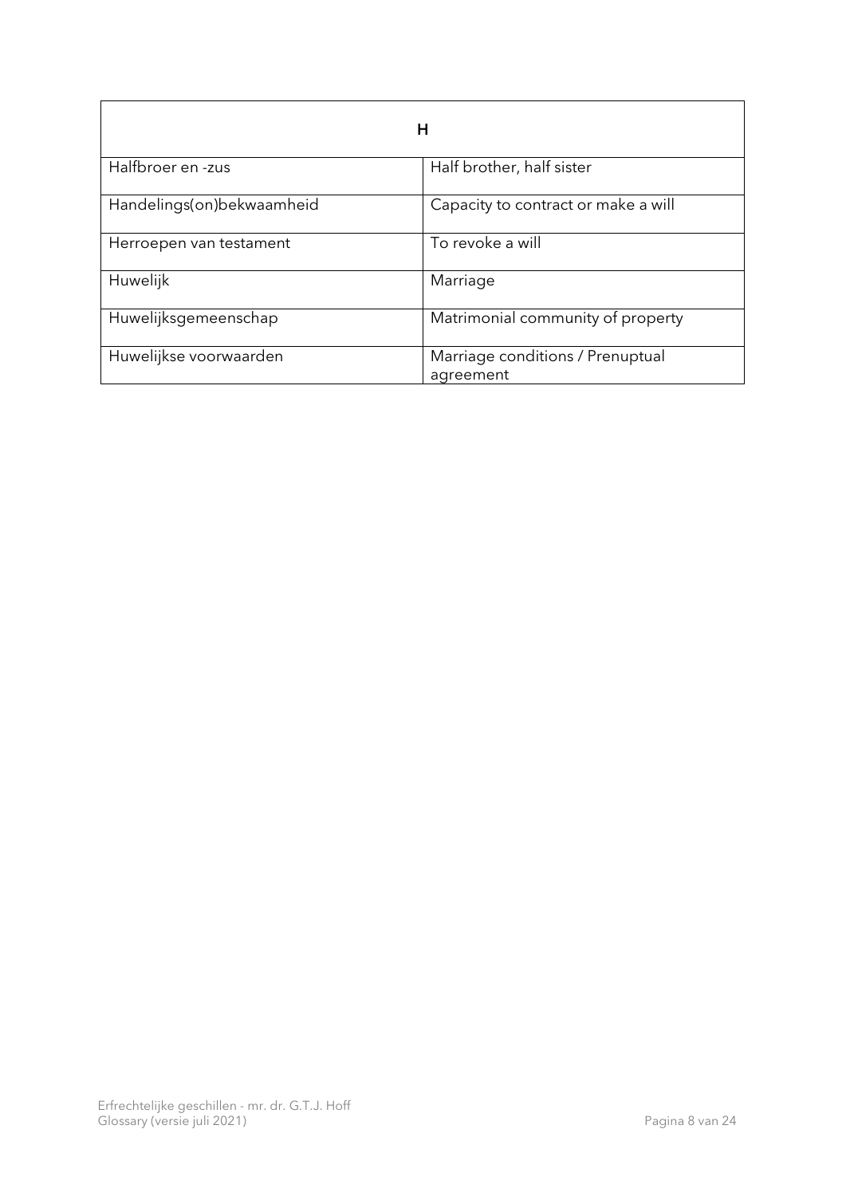| H | |
|---|---|
| Halfbroer en -zus | Half brother, half sister |
| Handelings(on)bekwaamheid | Capacity to contract or make a will |
| Herroepen van testament | To revoke a will |
| Huwelijk | Marriage |
| Huwelijksgemeenschap | Matrimonial community of property |
| Huwelijkse voorwaarden | Marriage conditions / Prenuptial agreement |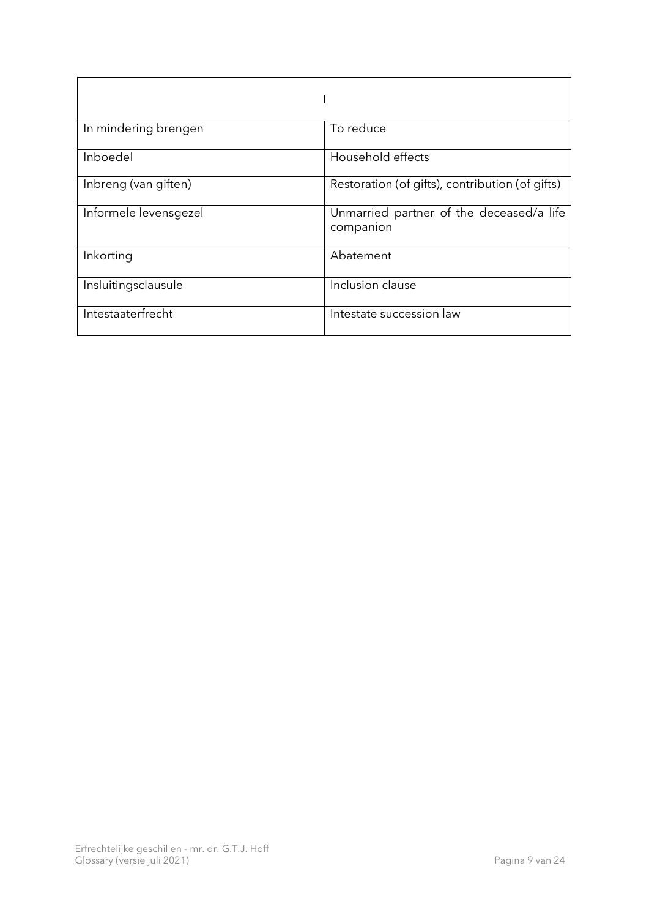| I | |
|---|---|
| In mindering brengen | To reduce |
| Inboedel | Household effects |
| Inbreng (van giften) | Restoration (of gifts), contribution (of gifts) |
| Informele levensgezel | Unmarried partner of the deceased/a life companion |
| Inkorting | Abatement |
| Insluitingsclausule | Inclusion clause |
| Intestaaterfrecht | Intestate succession law |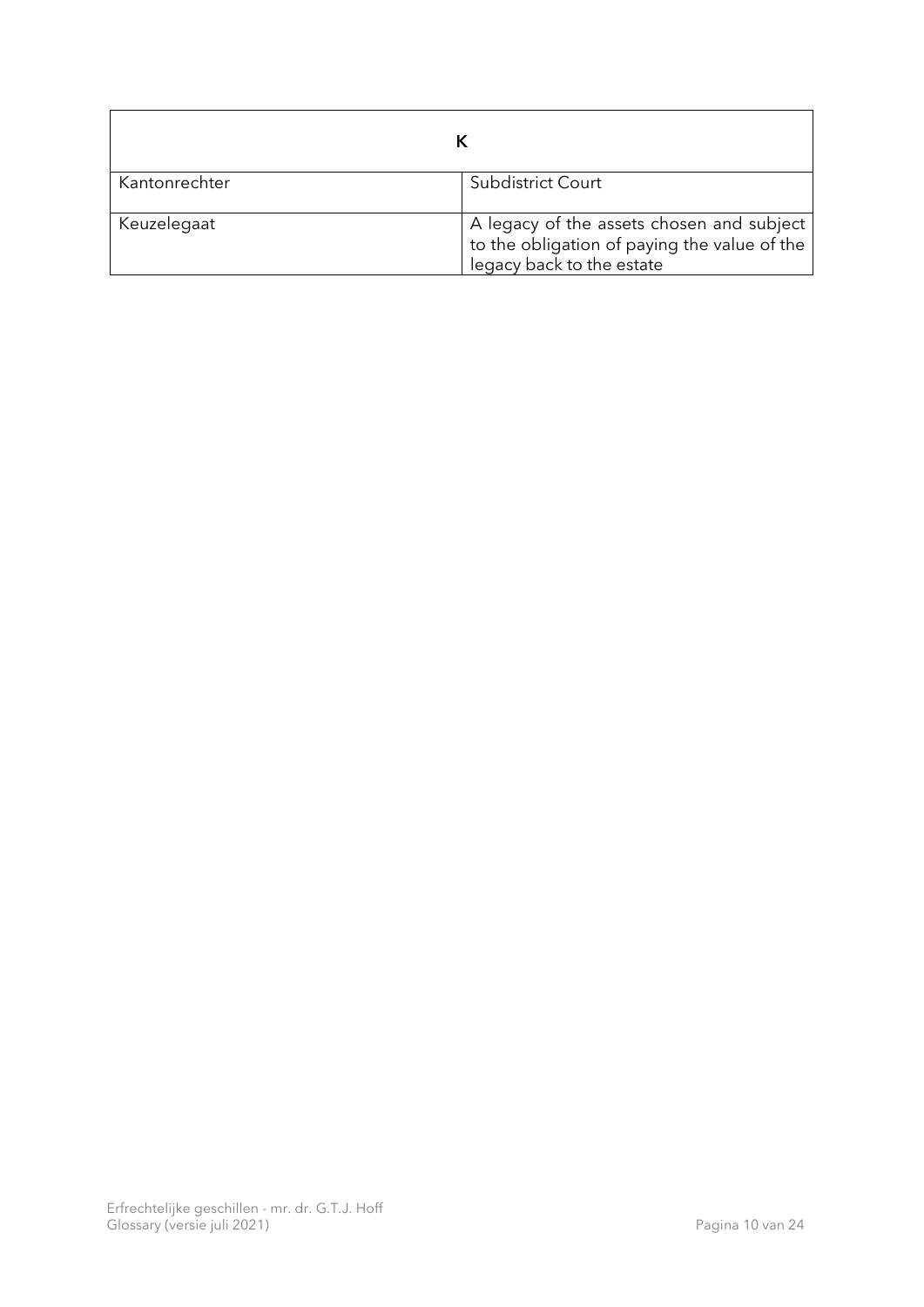| K | |
| --- | --- |
| Kantonrechter | Subdistrict Court |
| Keuzelegaat | A legacy of the assets chosen and subject to the obligation of paying the value of the legacy back to the estate |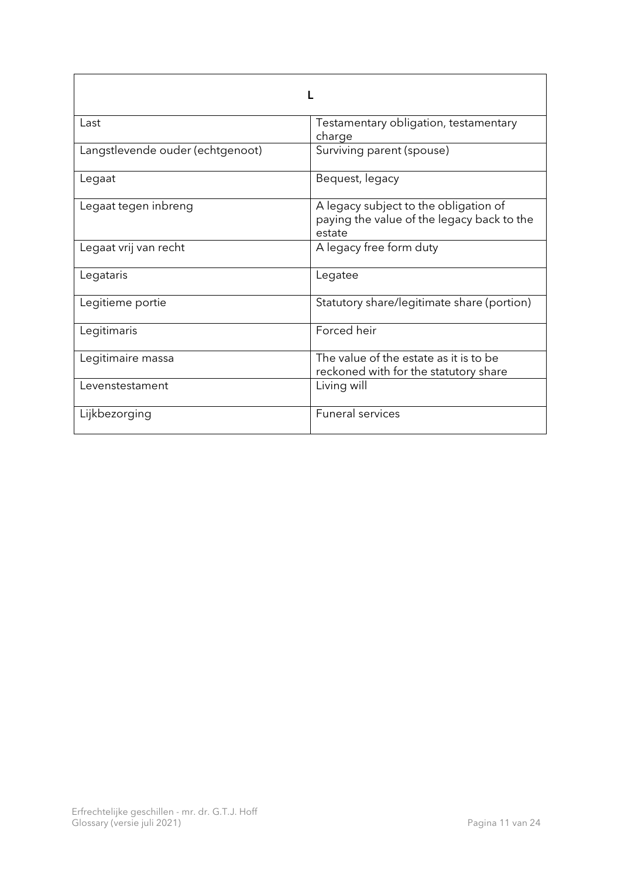| L | |
|---|---|
| Last | Testamentary obligation, testamentary charge |
| Langstlevende ouder (echtgenoot) | Surviving parent (spouse) |
| Legaat | Bequest, legacy |
| Legaat tegen inbreng | A legacy subject to the obligation of paying the value of the legacy back to the estate |
| Legaat vrij van recht | A legacy free form duty |
| Legataris | Legatee |
| Legitieme portie | Statutory share/legitimate share (portion) |
| Legitimaris | Forced heir |
| Legitimaire massa | The value of the estate as it is to be reckoned with for the statutory share |
| Levenstestament | Living will |
| Lijkbezorging | Funeral services |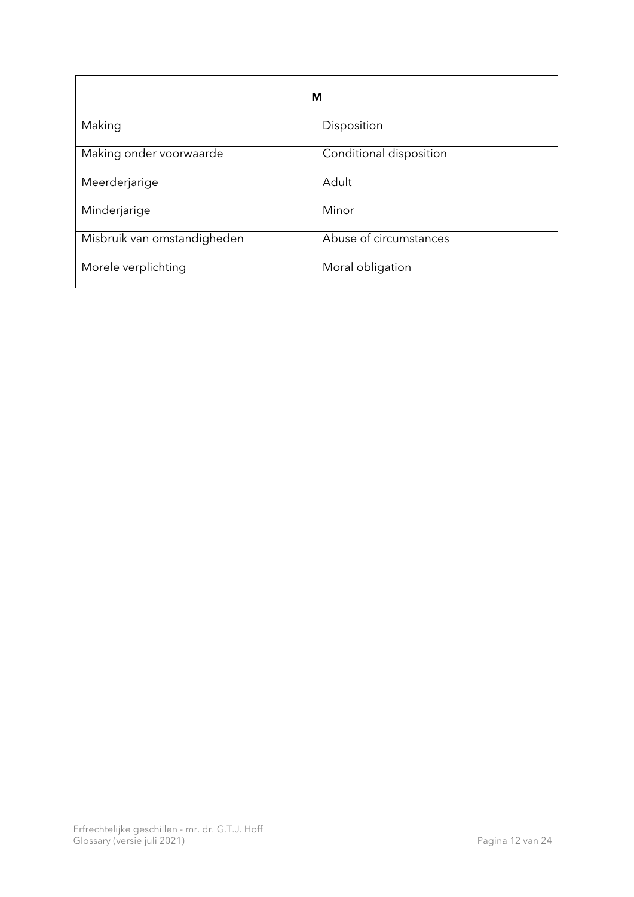| M | |
|---|---|
| Making | Disposition |
| Making onder voorwaarde | Conditional disposition |
| Meerderjarige | Adult |
| Minderjarige | Minor |
| Misbruik van omstandigheden | Abuse of circumstances |
| Morele verplichting | Moral obligation |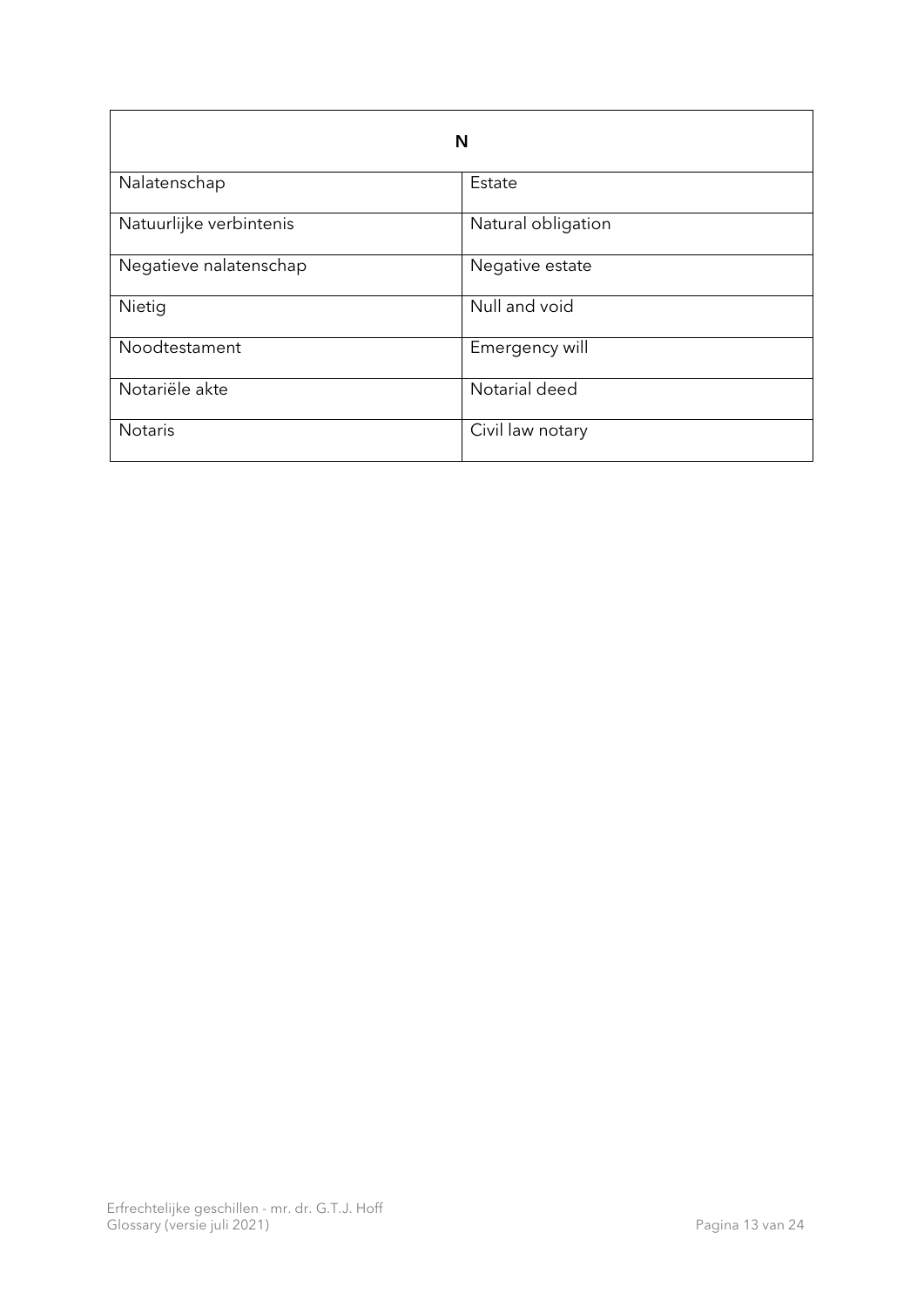| N | |
|---|---|
| Nalatenschap | Estate |
| Natuurlijke verbintenis | Natural obligation |
| Negatieve nalatenschap | Negative estate |
| Nietig | Null and void |
| Noodtestament | Emergency will |
| Notariële akte | Notarial deed |
| Notaris | Civil law notary |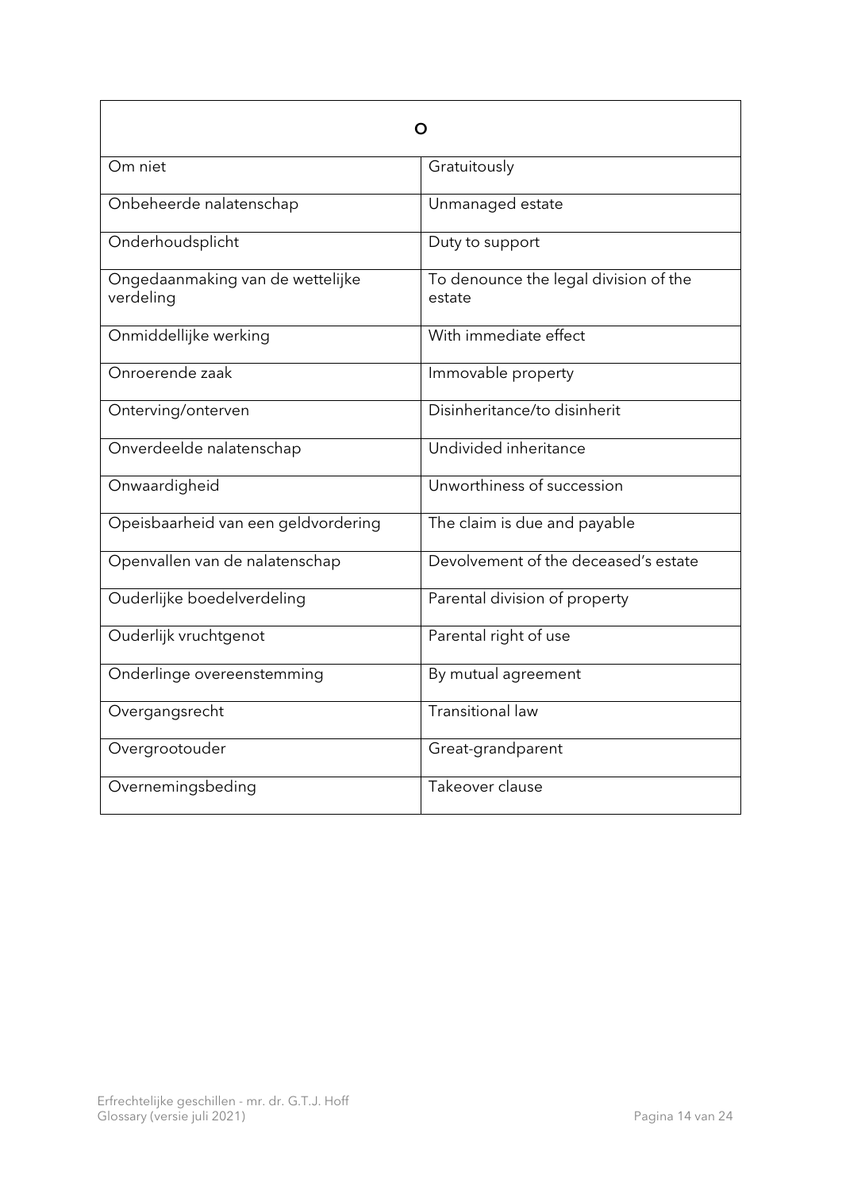| O | |
|---|---|
| Om niet | Gratuitously |
| Onbeheerde nalatenschap | Unmanaged estate |
| Onderhoudsplicht | Duty to support |
| Ongedaanmaking van de wettelijke verdeling | To denounce the legal division of the estate |
| Onmiddellijke werking | With immediate effect |
| Onroerende zaak | Immovable property |
| Onterving/onterven | Disinheritance/to disinherit |
| Onverdeelde nalatenschap | Undivided inheritance |
| Onwaardigheid | Unworthiness of succession |
| Opeisbaarheid van een geldvordering | The claim is due and payable |
| Openvallen van de nalatenschap | Devolvement of the deceased's estate |
| Ouderlijke boedelverdeling | Parental division of property |
| Ouderlijk vruchtgenot | Parental right of use |
| Onderlinge overeenstemming | By mutual agreement |
| Overgangsrecht | Transitional law |
| Overgrootouder | Great-grandparent |
| Overnemingsbeding | Takeover clause |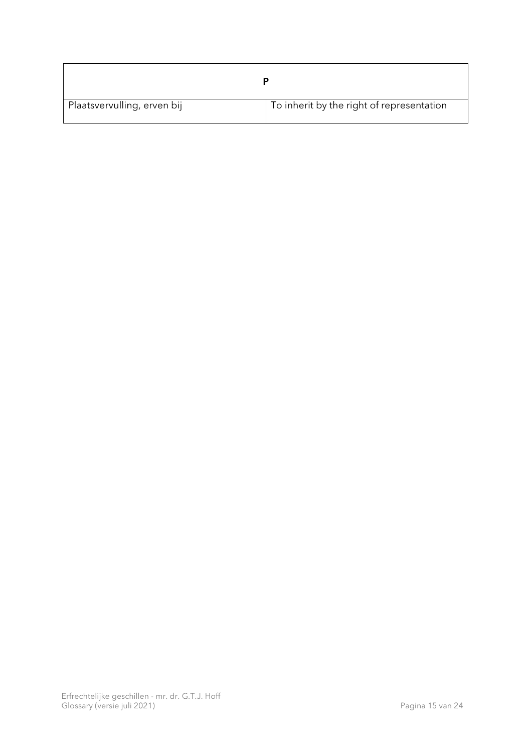| P | |
|---|---|
| Plaatsvervulling, erven bij | To inherit by the right of representation |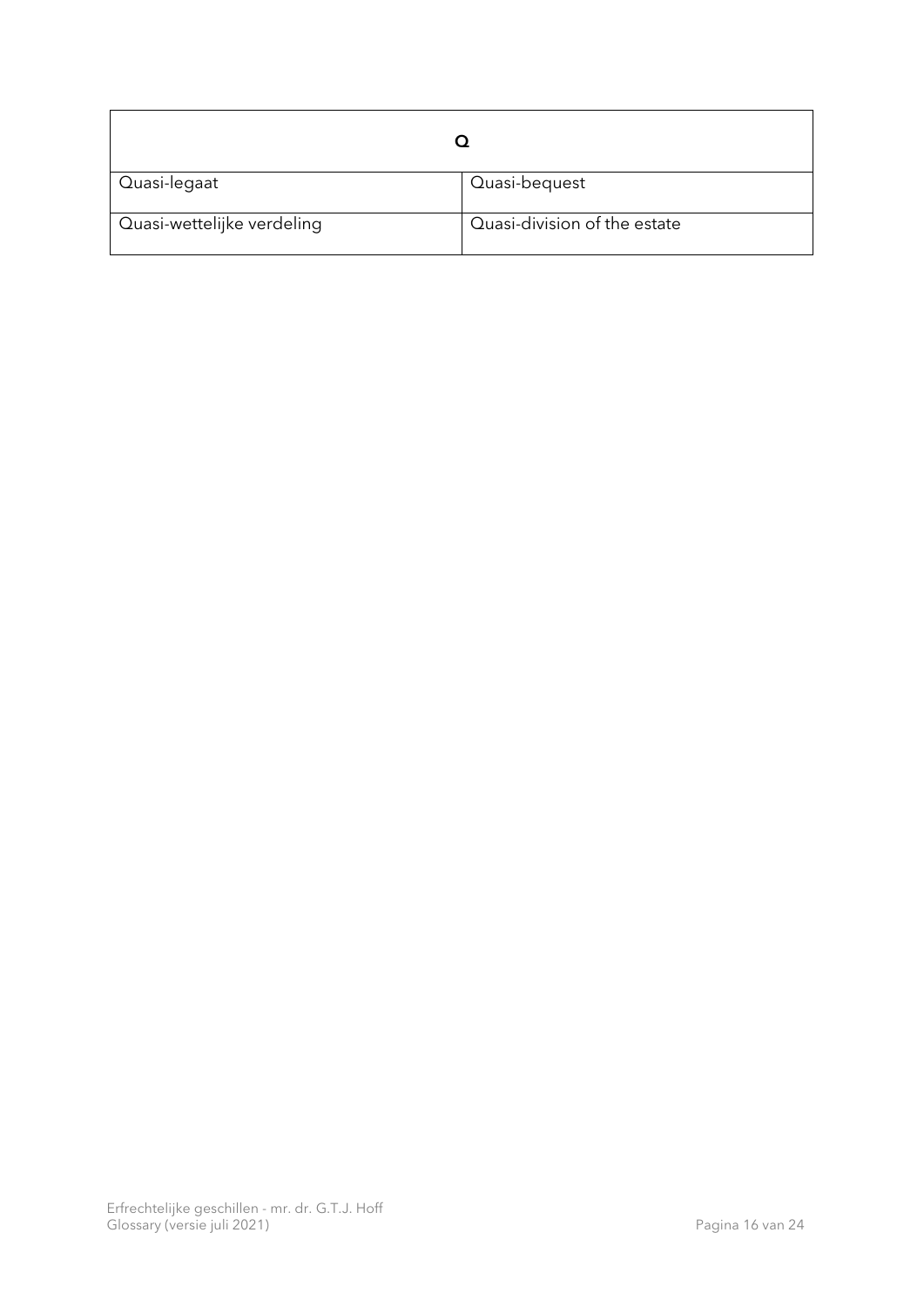| Q | |
|---|---|
| Quasi-legaat | Quasi-bequest |
| Quasi-wettelijke verdeling | Quasi-division of the estate |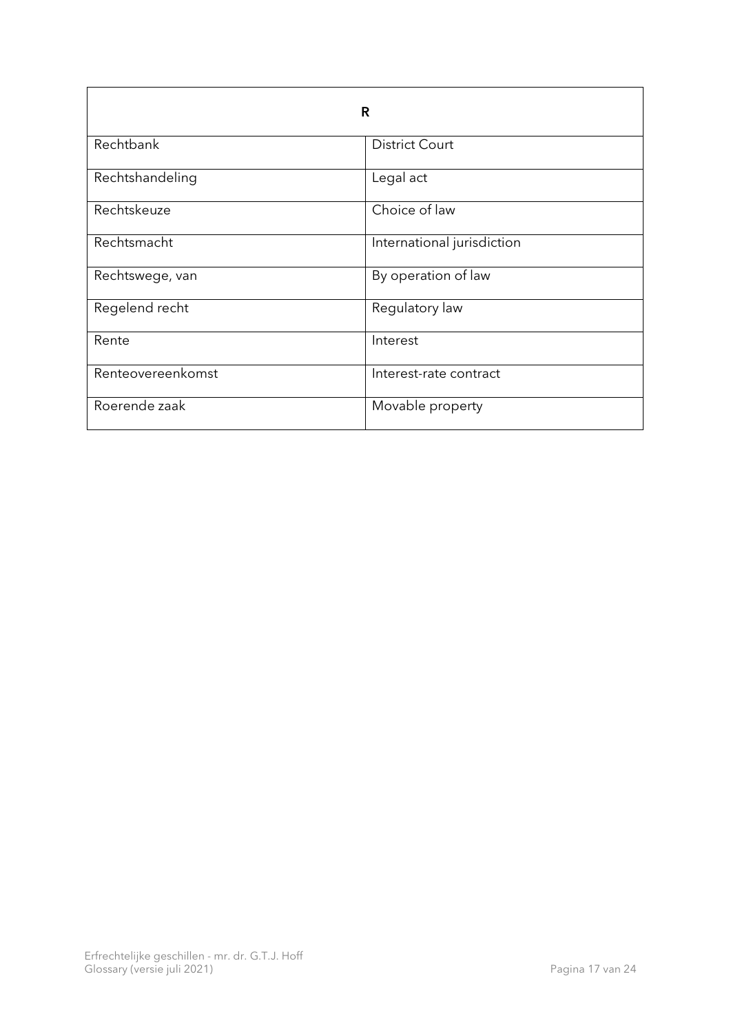| R | |
| --- | --- |
| Rechtbank | District Court |
| Rechtshandeling | Legal act |
| Rechtskeuze | Choice of law |
| Rechtsmacht | International jurisdiction |
| Rechtswege, van | By operation of law |
| Regelend recht | Regulatory law |
| Rente | Interest |
| Renteovereenkomst | Interest-rate contract |
| Roerende zaak | Movable property |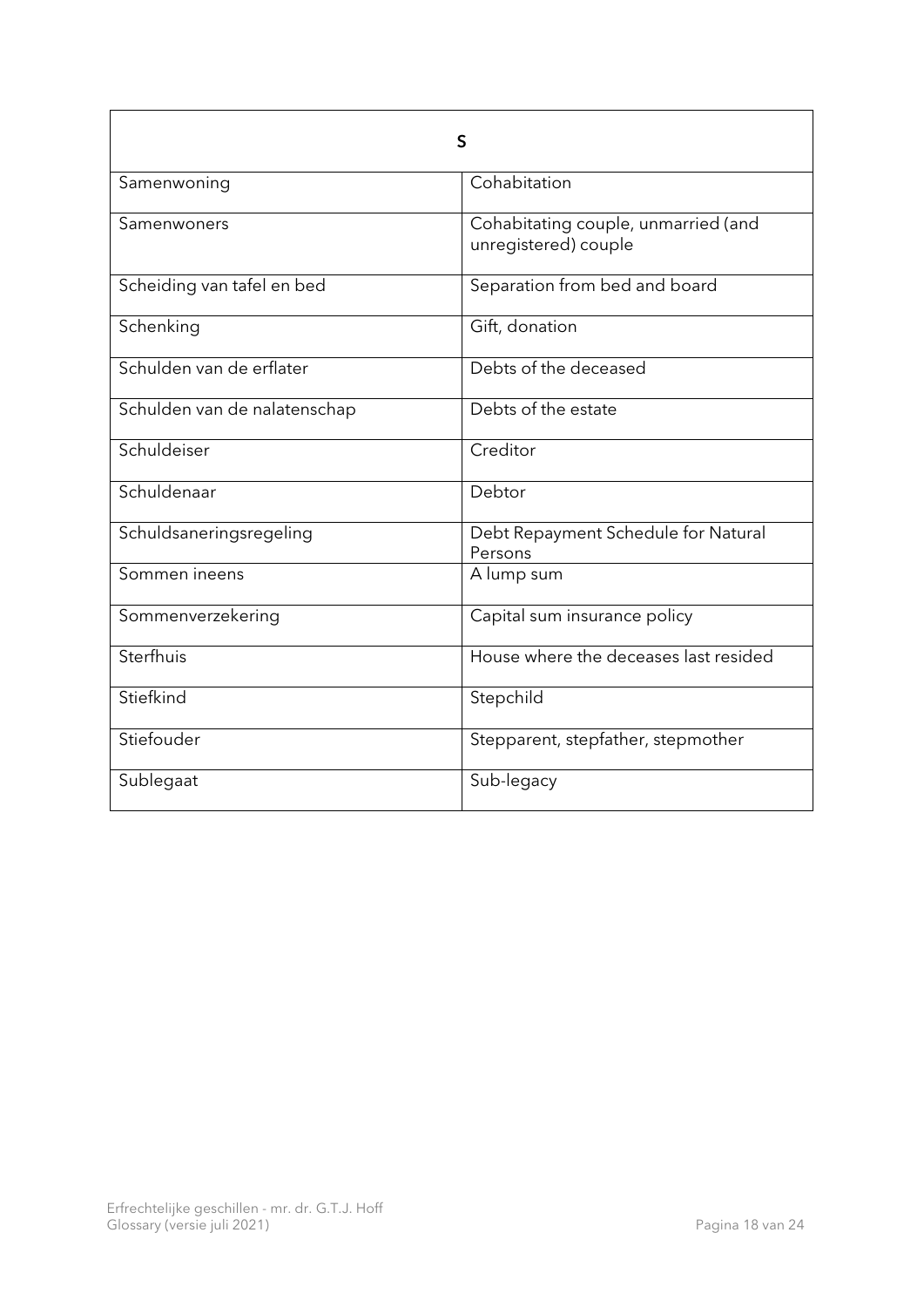| S | |
|---|---|
| Samenwoning | Cohabitation |
| Samenwoners | Cohabitating couple, unmarried (and unregistered) couple |
| Scheiding van tafel en bed | Separation from bed and board |
| Schenking | Gift, donation |
| Schulden van de erflater | Debts of the deceased |
| Schulden van de nalatenschap | Debts of the estate |
| Schuldeiser | Creditor |
| Schuldenaar | Debtor |
| Schuldsaneringsregeling | Debt Repayment Schedule for Natural Persons |
| Sommen ineens | A lump sum |
| Sommenverzekering | Capital sum insurance policy |
| Sterfhuis | House where the deceases last resided |
| Stiefkind | Stepchild |
| Stiefouder | Stepparent, stepfather, stepmother |
| Sublegaat | Sub-legacy |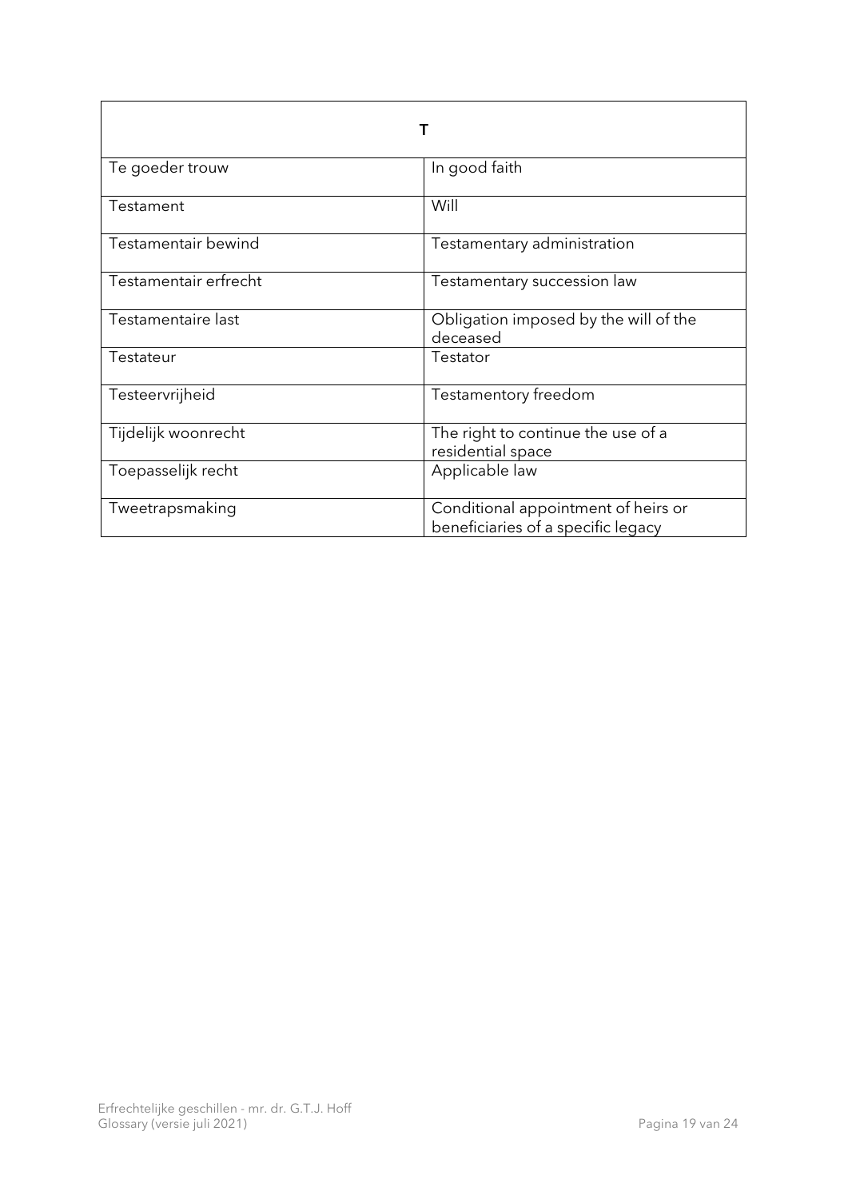| T | |
|---|---|
| Te goeder trouw | In good faith |
| Testament | Will |
| Testamentair bewind | Testamentary administration |
| Testamentair erfrecht | Testamentary succession law |
| Testamentaire last | Obligation imposed by the will of the deceased |
| Testateur | Testator |
| Testeervrijheid | Testamentory freedom |
| Tijdelijk woonrecht | The right to continue the use of a residential space |
| Toepasselijk recht | Applicable law |
| Tweetrapsmaking | Conditional appointment of heirs or beneficiaries of a specific legacy |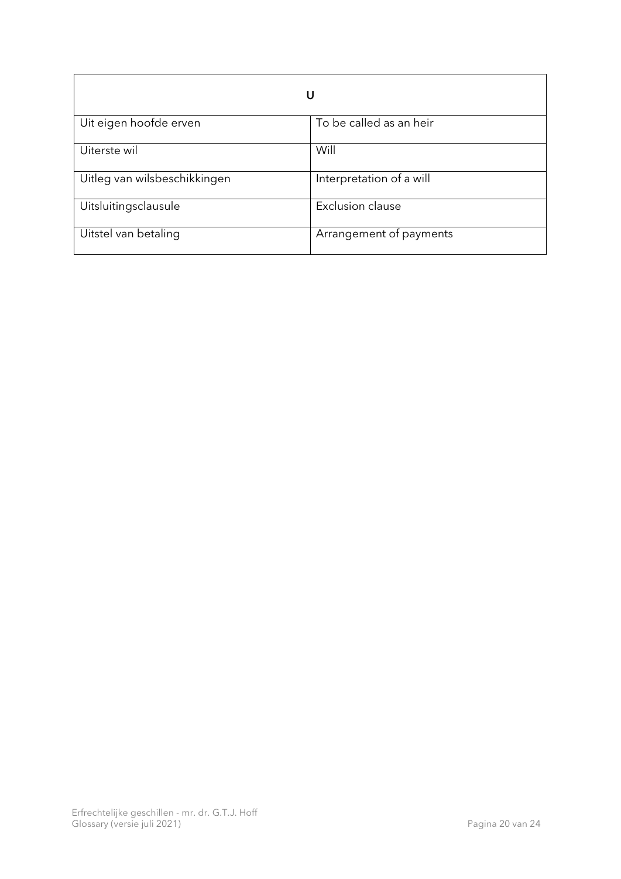| U | |
|---|---|
| Uit eigen hoofde erven | To be called as an heir |
| Uiterste wil | Will |
| Uitleg van wilsbeschikkingen | Interpretation of a will |
| Uitsluitingsclausule | Exclusion clause |
| Uitstel van betaling | Arrangement of payments |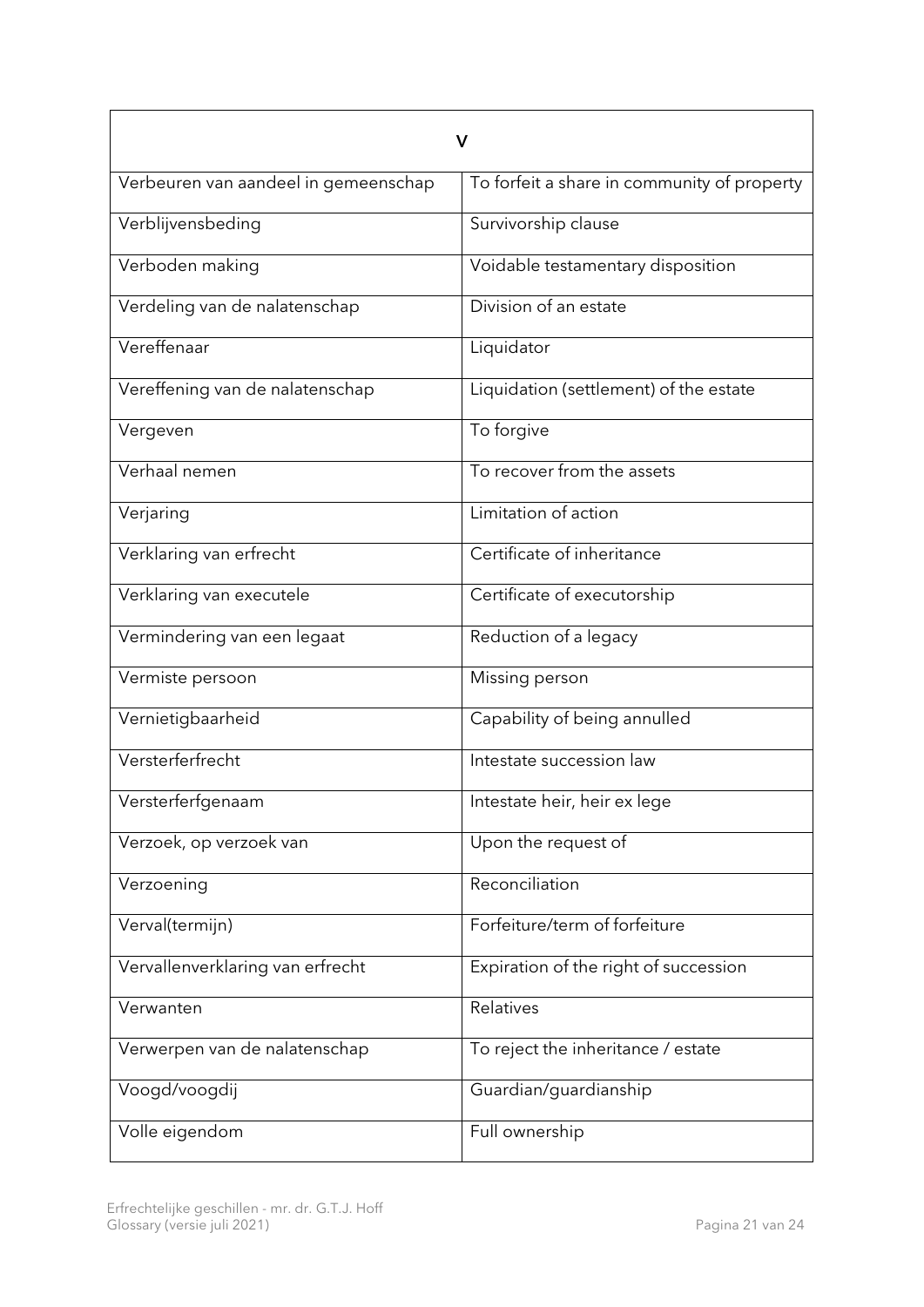| V | |
|---|---|
| Verbeuren van aandeel in gemeenschap | To forfeit a share in community of property |
| Verblijvensbeding | Survivorship clause |
| Verboden making | Voidable testamentary disposition |
| Verdeling van de nalatenschap | Division of an estate |
| Vereffenaar | Liquidator |
| Vereffening van de nalatenschap | Liquidation (settlement) of the estate |
| Vergeven | To forgive |
| Verhaal nemen | To recover from the assets |
| Verjaring | Limitation of action |
| Verklaring van erfrecht | Certificate of inheritance |
| Verklaring van executele | Certificate of executorship |
| Vermindering van een legaat | Reduction of a legacy |
| Vermiste persoon | Missing person |
| Vernietigbaarheid | Capability of being annulled |
| Versterferfrecht | Intestate succession law |
| Versterferfgenaam | Intestate heir, heir ex lege |
| Verzoek, op verzoek van | Upon the request of |
| Verzoening | Reconciliation |
| Verval(termijn) | Forfeiture/term of forfeiture |
| Vervallenverklaring van erfrecht | Expiration of the right of succession |
| Verwanten | Relatives |
| Verwerpen van de nalatenschap | To reject the inheritance / estate |
| Voogd/voogdij | Guardian/guardianship |
| Volle eigendom | Full ownership |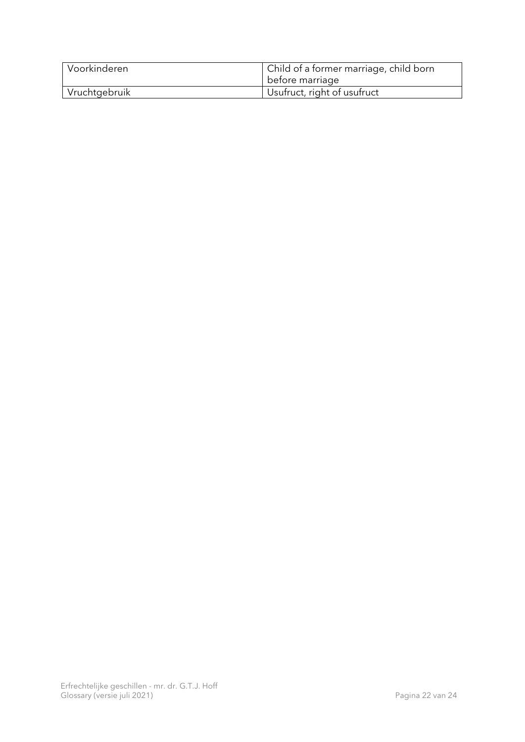| Voorkinderen | Child of a former marriage, child born before marriage |
| --- | --- |
| Vruchtgebruik | Usufruct, right of usufruct |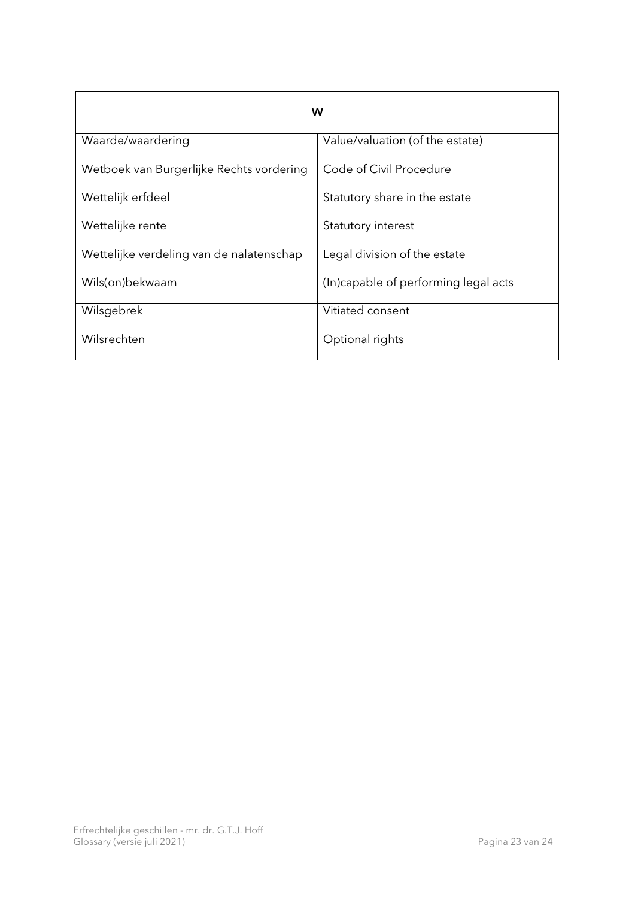| W | |
|---|---|
| Waarde/waardering | Value/valuation (of the estate) |
| Wetboek van Burgerlijke Rechts vordering | Code of Civil Procedure |
| Wettelijk erfdeel | Statutory share in the estate |
| Wettelijke rente | Statutory interest |
| Wettelijke verdeling van de nalatenschap | Legal division of the estate |
| Wils(on)bekwaam | (In)capable of performing legal acts |
| Wilsgebrek | Vitiated consent |
| Wilsrechten | Optional rights |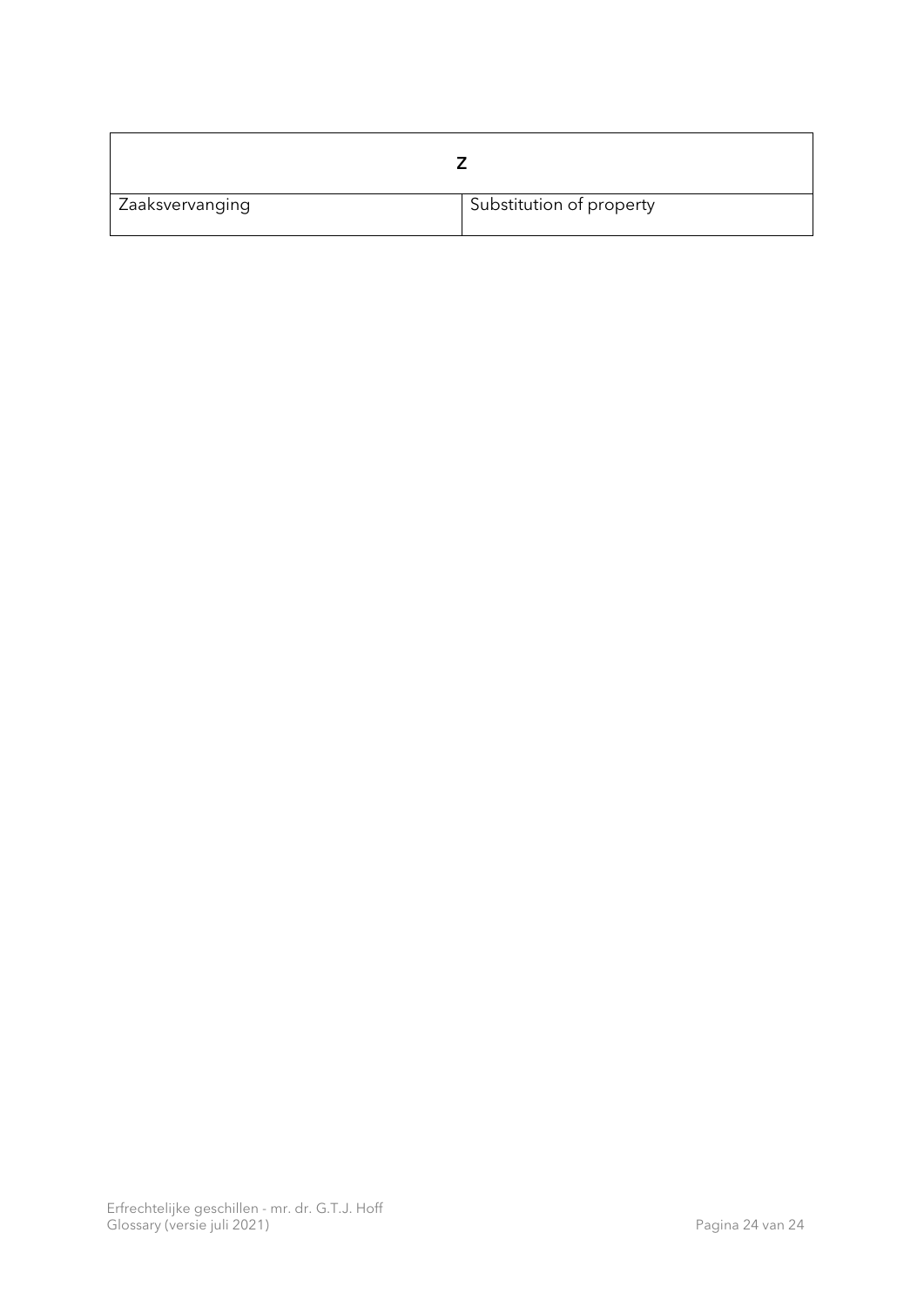| Z | |
|---|---|
| Zaaksvervanging | Substitution of property |